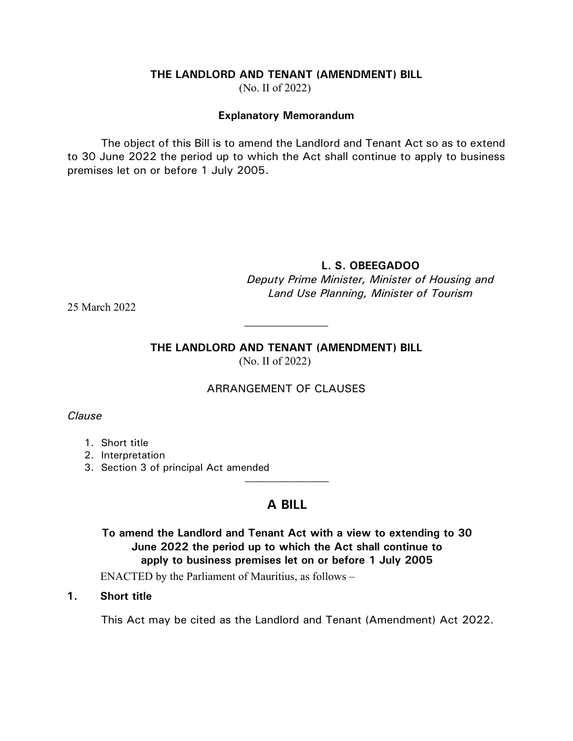## THE LANDLORD AND TENANT (AMENDMENT) BILL

(No. II of 2022)

### Explanatory Memorandum

The object of this Bill is to amend the Landlord and Tenant Act so as to extend to 30 June 2022 the period up to which the Act shall continue to apply to business premises let on or before 1 July 2005.

**L. S. OBEEGADOO**
*Deputy Prime Minister, Minister of Housing and Land Use Planning, Minister of Tourism*

25 March 2022

---

## THE LANDLORD AND TENANT (AMENDMENT) BILL

(No. II of 2022)

ARRANGEMENT OF CLAUSES

*Clause*

1. Short title
2. Interpretation
3. Section 3 of principal Act amended

---

# A BILL

**To amend the Landlord and Tenant Act with a view to extending to 30 June 2022 the period up to which the Act shall continue to apply to business premises let on or before 1 July 2005**

ENACTED by the Parliament of Mauritius, as follows –

**1. Short title**

This Act may be cited as the Landlord and Tenant (Amendment) Act 2022.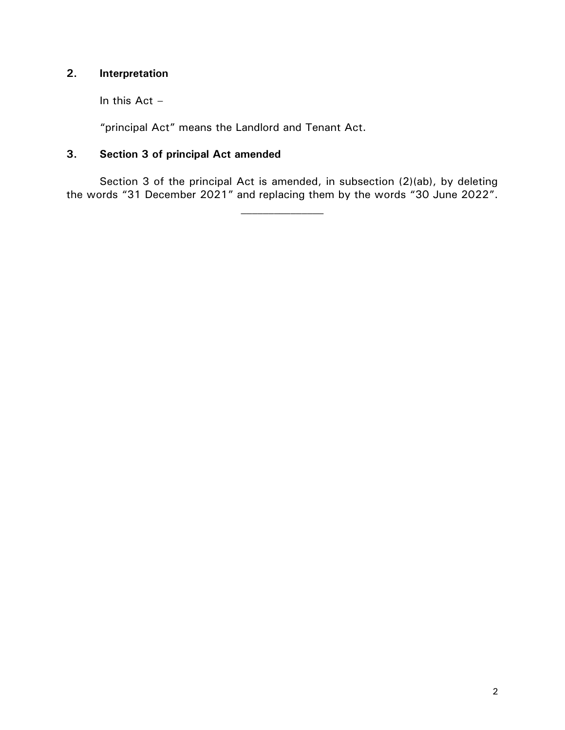## 2. Interpretation

In this Act –

"principal Act" means the Landlord and Tenant Act.

## 3. Section 3 of principal Act amended

Section 3 of the principal Act is amended, in subsection (2)(ab), by deleting the words "31 December 2021" and replacing them by the words "30 June 2022".

______________